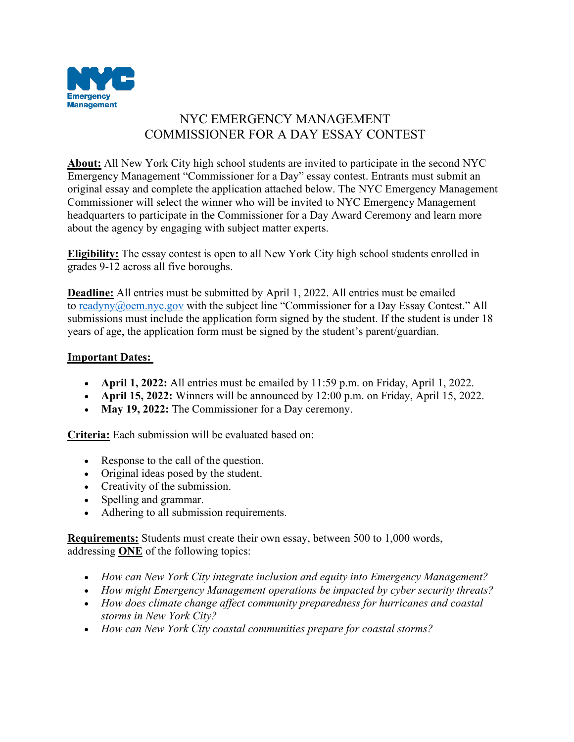# NYC EMERGENCY MANAGEMENT
# COMMISSIONER FOR A DAY ESSAY CONTEST

**About:** All New York City high school students are invited to participate in the second NYC Emergency Management "Commissioner for a Day" essay contest. Entrants must submit an original essay and complete the application attached below. The NYC Emergency Management Commissioner will select the winner who will be invited to NYC Emergency Management headquarters to participate in the Commissioner for a Day Award Ceremony and learn more about the agency by engaging with subject matter experts.

**Eligibility:** The essay contest is open to all New York City high school students enrolled in grades 9-12 across all five boroughs.

**Deadline:** All entries must be submitted by April 1, 2022. All entries must be emailed to readyny@oem.nyc.gov with the subject line "Commissioner for a Day Essay Contest." All submissions must include the application form signed by the student. If the student is under 18 years of age, the application form must be signed by the student's parent/guardian.

**Important Dates:**

- **April 1, 2022:** All entries must be emailed by 11:59 p.m. on Friday, April 1, 2022.
- **April 15, 2022:** Winners will be announced by 12:00 p.m. on Friday, April 15, 2022.
- **May 19, 2022:** The Commissioner for a Day ceremony.

**Criteria:** Each submission will be evaluated based on:

- Response to the call of the question.
- Original ideas posed by the student.
- Creativity of the submission.
- Spelling and grammar.
- Adhering to all submission requirements.

**Requirements:** Students must create their own essay, between 500 to 1,000 words, addressing **ONE** of the following topics:

- *How can New York City integrate inclusion and equity into Emergency Management?*
- *How might Emergency Management operations be impacted by cyber security threats?*
- *How does climate change affect community preparedness for hurricanes and coastal storms in New York City?*
- *How can New York City coastal communities prepare for coastal storms?*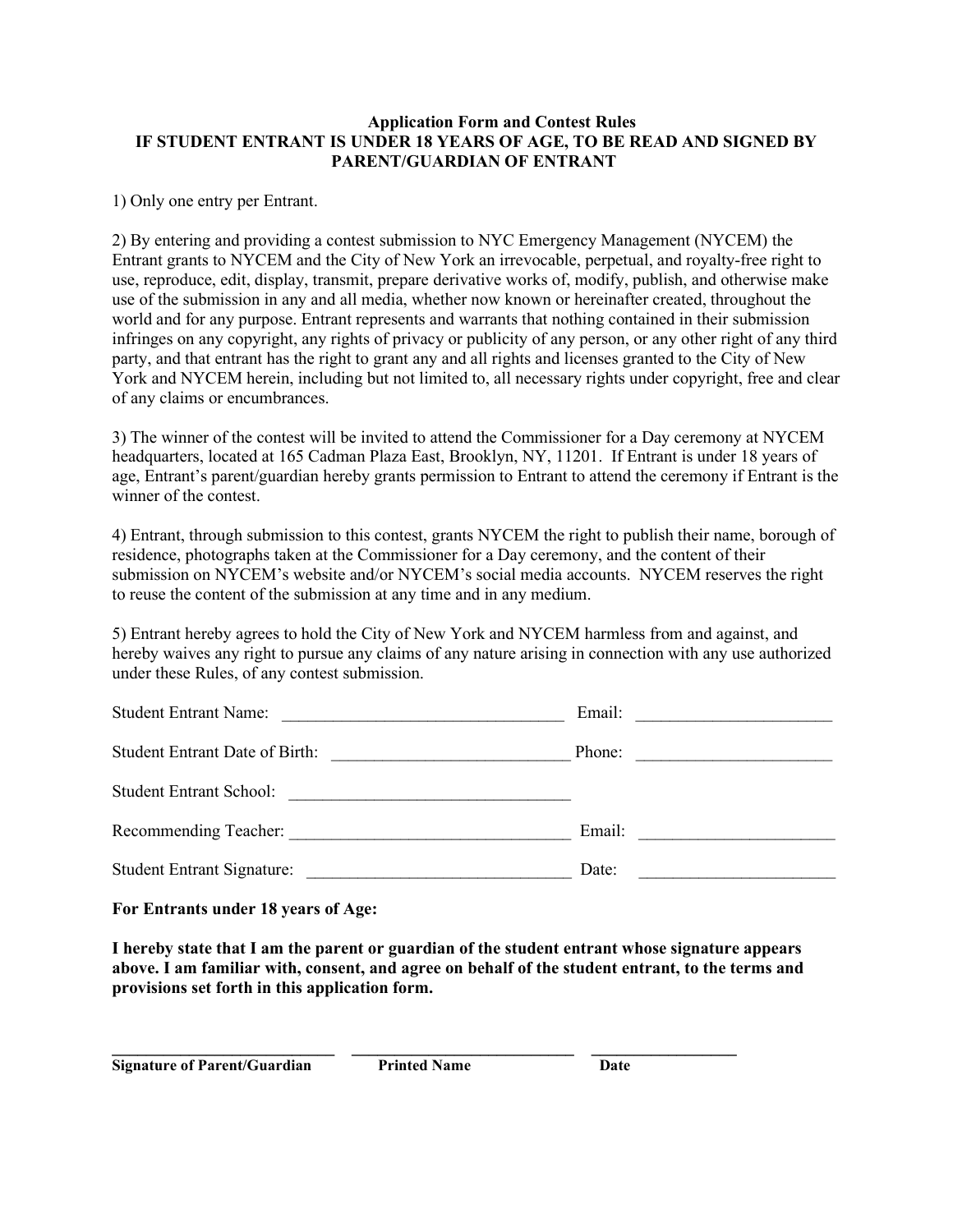**Application Form and Contest Rules**
**IF STUDENT ENTRANT IS UNDER 18 YEARS OF AGE, TO BE READ AND SIGNED BY PARENT/GUARDIAN OF ENTRANT**

1) Only one entry per Entrant.

2) By entering and providing a contest submission to NYC Emergency Management (NYCEM) the Entrant grants to NYCEM and the City of New York an irrevocable, perpetual, and royalty-free right to use, reproduce, edit, display, transmit, prepare derivative works of, modify, publish, and otherwise make use of the submission in any and all media, whether now known or hereinafter created, throughout the world and for any purpose. Entrant represents and warrants that nothing contained in their submission infringes on any copyright, any rights of privacy or publicity of any person, or any other right of any third party, and that entrant has the right to grant any and all rights and licenses granted to the City of New York and NYCEM herein, including but not limited to, all necessary rights under copyright, free and clear of any claims or encumbrances.

3) The winner of the contest will be invited to attend the Commissioner for a Day ceremony at NYCEM headquarters, located at 165 Cadman Plaza East, Brooklyn, NY, 11201. If Entrant is under 18 years of age, Entrant's parent/guardian hereby grants permission to Entrant to attend the ceremony if Entrant is the winner of the contest.

4) Entrant, through submission to this contest, grants NYCEM the right to publish their name, borough of residence, photographs taken at the Commissioner for a Day ceremony, and the content of their submission on NYCEM's website and/or NYCEM's social media accounts. NYCEM reserves the right to reuse the content of the submission at any time and in any medium.

5) Entrant hereby agrees to hold the City of New York and NYCEM harmless from and against, and hereby waives any right to pursue any claims of any nature arising in connection with any use authorized under these Rules, of any contest submission.

Student Entrant Name: _________________________________ Email: _______________________

Student Entrant Date of Birth: ____________________________ Phone: _______________________

Student Entrant School: _________________________________

Recommending Teacher: _________________________________ Email: _______________________

Student Entrant Signature: _______________________________ Date: _______________________

**For Entrants under 18 years of Age:**

**I hereby state that I am the parent or guardian of the student entrant whose signature appears above. I am familiar with, consent, and agree on behalf of the student entrant, to the terms and provisions set forth in this application form.**

___________________________ ___________________________ _________________

**Signature of Parent/Guardian** **Printed Name** **Date**